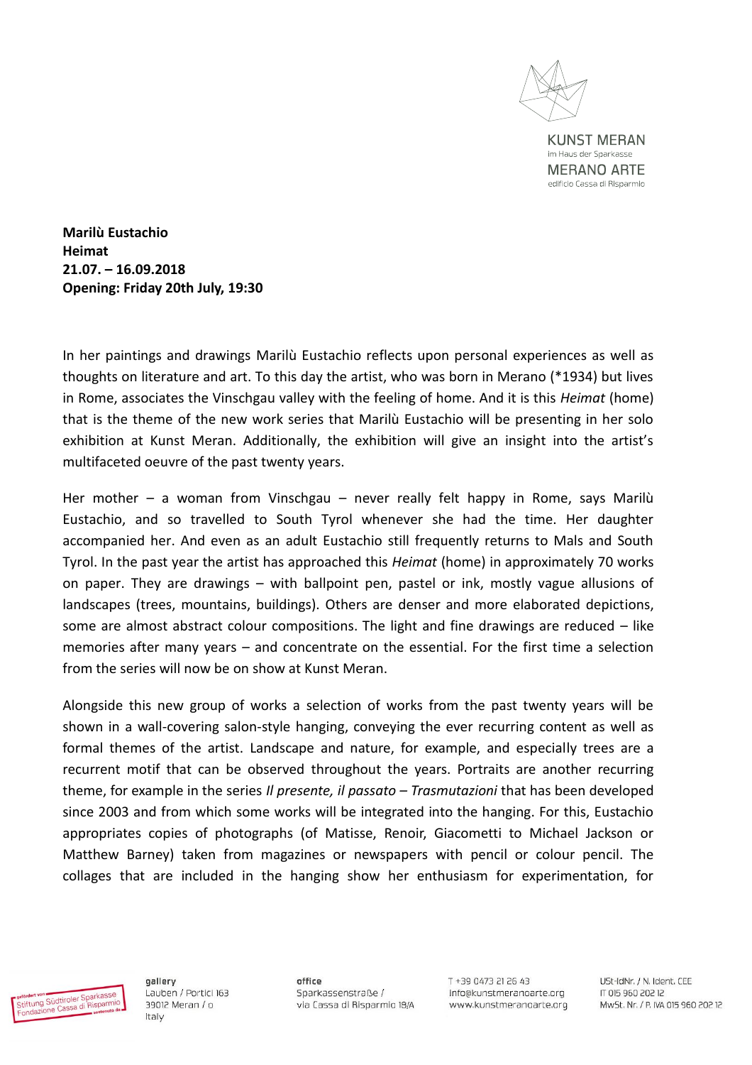**Marilù Eustachio**
**Heimat**
**21.07. – 16.09.2018**
**Opening: Friday 20th July, 19:30**

In her paintings and drawings Marilù Eustachio reflects upon personal experiences as well as thoughts on literature and art. To this day the artist, who was born in Merano (*1934) but lives in Rome, associates the Vinschgau valley with the feeling of home. And it is this *Heimat* (home) that is the theme of the new work series that Marilù Eustachio will be presenting in her solo exhibition at Kunst Meran. Additionally, the exhibition will give an insight into the artist's multifaceted oeuvre of the past twenty years.

Her mother – a woman from Vinschgau – never really felt happy in Rome, says Marilù Eustachio, and so travelled to South Tyrol whenever she had the time. Her daughter accompanied her. And even as an adult Eustachio still frequently returns to Mals and South Tyrol. In the past year the artist has approached this *Heimat* (home) in approximately 70 works on paper. They are drawings – with ballpoint pen, pastel or ink, mostly vague allusions of landscapes (trees, mountains, buildings). Others are denser and more elaborated depictions, some are almost abstract colour compositions. The light and fine drawings are reduced – like memories after many years – and concentrate on the essential. For the first time a selection from the series will now be on show at Kunst Meran.

Alongside this new group of works a selection of works from the past twenty years will be shown in a wall-covering salon-style hanging, conveying the ever recurring content as well as formal themes of the artist. Landscape and nature, for example, and especially trees are a recurrent motif that can be observed throughout the years. Portraits are another recurring theme, for example in the series *Il presente, il passato – Trasmutazioni* that has been developed since 2003 and from which some works will be integrated into the hanging. For this, Eustachio appropriates copies of photographs (of Matisse, Renoir, Giacometti to Michael Jackson or Matthew Barney) taken from magazines or newspapers with pencil or colour pencil. The collages that are included in the hanging show her enthusiasm for experimentation, for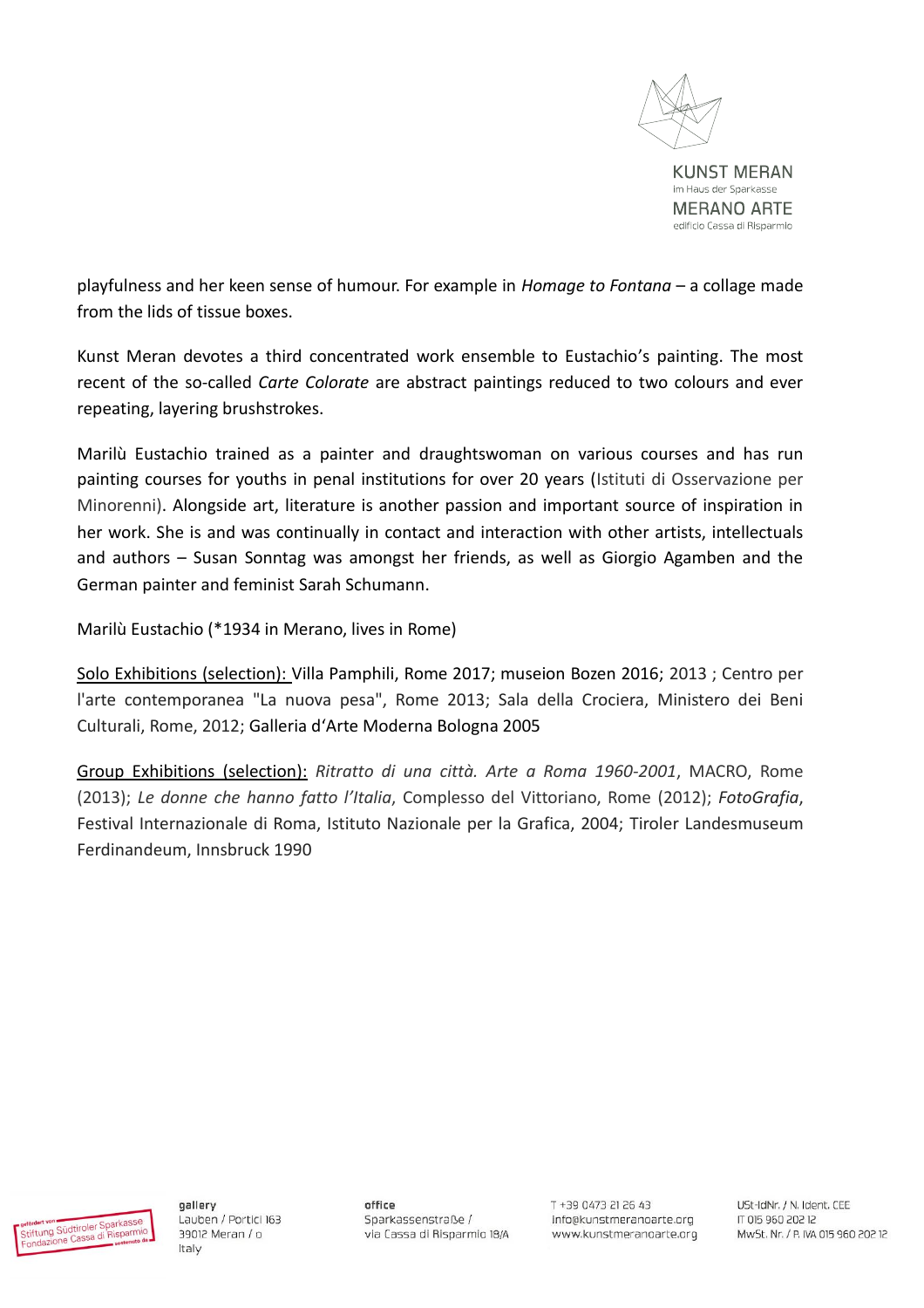playfulness and her keen sense of humour. For example in *Homage to Fontana* – a collage made from the lids of tissue boxes.

Kunst Meran devotes a third concentrated work ensemble to Eustachio's painting. The most recent of the so-called *Carte Colorate* are abstract paintings reduced to two colours and ever repeating, layering brushstrokes.

Marilù Eustachio trained as a painter and draughtswoman on various courses and has run painting courses for youths in penal institutions for over 20 years (Istituti di Osservazione per Minorenni). Alongside art, literature is another passion and important source of inspiration in her work. She is and was continually in contact and interaction with other artists, intellectuals and authors – Susan Sonntag was amongst her friends, as well as Giorgio Agamben and the German painter and feminist Sarah Schumann.

Marilù Eustachio (*1934 in Merano, lives in Rome)

Solo Exhibitions (selection): Villa Pamphili, Rome 2017; museion Bozen 2016; 2013 ; Centro per l'arte contemporanea "La nuova pesa", Rome 2013; Sala della Crociera, Ministero dei Beni Culturali, Rome, 2012; Galleria d'Arte Moderna Bologna 2005

Group Exhibitions (selection): *Ritratto di una città. Arte a Roma 1960-2001*, MACRO, Rome (2013); *Le donne che hanno fatto l'Italia*, Complesso del Vittoriano, Rome (2012); *FotoGrafia*, Festival Internazionale di Roma, Istituto Nazionale per la Grafica, 2004; Tiroler Landesmuseum Ferdinandeum, Innsbruck 1990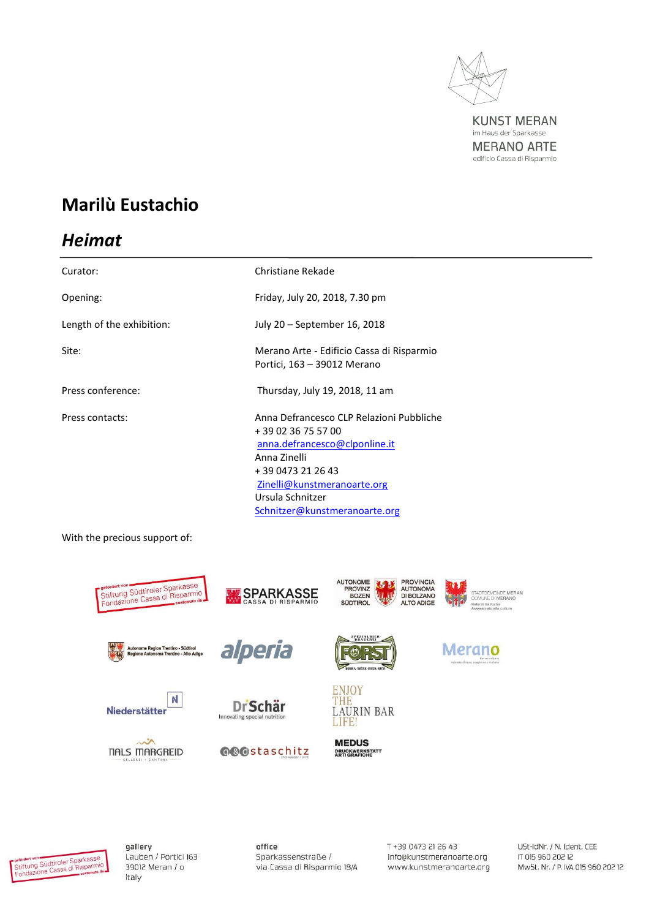KUNST MERAN
im Haus der Sparkasse
MERANO ARTE
edificio Cassa di Risparmio

# Marilù Eustachio

## *Heimat*

| | |
|---|---|
| Curator: | Christiane Rekade |
| Opening: | Friday, July 20, 2018, 7.30 pm |
| Length of the exhibition: | July 20 – September 16, 2018 |
| Site: | Merano Arte - Edificio Cassa di Risparmio<br>Portici, 163 – 39012 Merano |
| Press conference: | Thursday, July 19, 2018, 11 am |
| Press contacts: | Anna Defrancesco CLP Relazioni Pubbliche<br>+ 39 02 36 75 57 00<br>anna.defrancesco@clponline.it<br>Anna Zinelli<br>+ 39 0473 21 26 43<br>Zinelli@kunstmeranoarte.org<br>Ursula Schnitzer<br>Schnitzer@kunstmeranoarte.org |

With the precious support of:

gallery
Lauben / Portici 163
39012 Meran / o
Italy

office
Sparkassenstraße /
via Cassa di Risparmio 18/A

T +39 0473 21 26 43
info@kunstmeranoarte.org
www.kunstmeranoarte.org

USt-IdNr. / N. Ident. CEE
IT 015 960 202 12
MwSt. Nr. / P. IVA 015 960 202 12